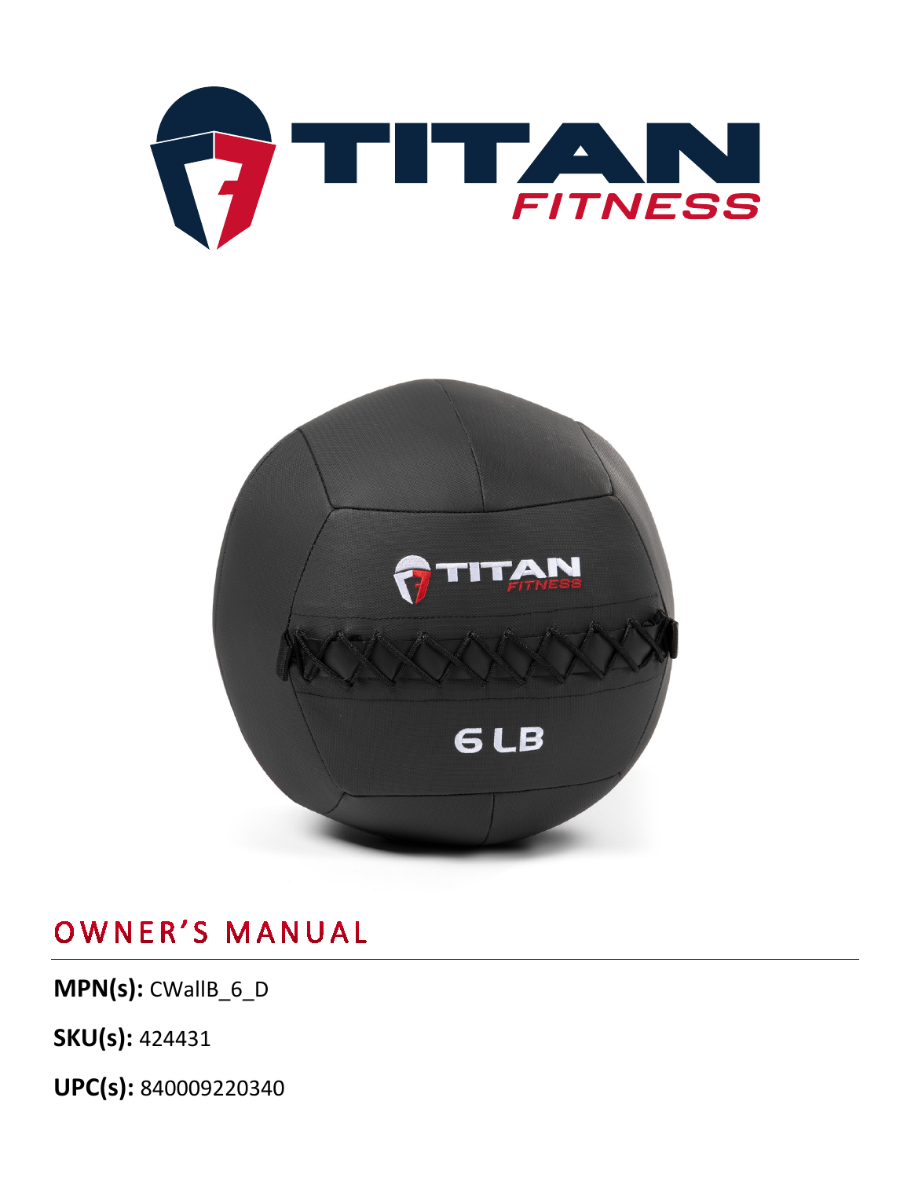# OWNER'S MANUAL

**MPN(s):** CWallB_6_D

**SKU(s):** 424431

**UPC(s):** 840009220340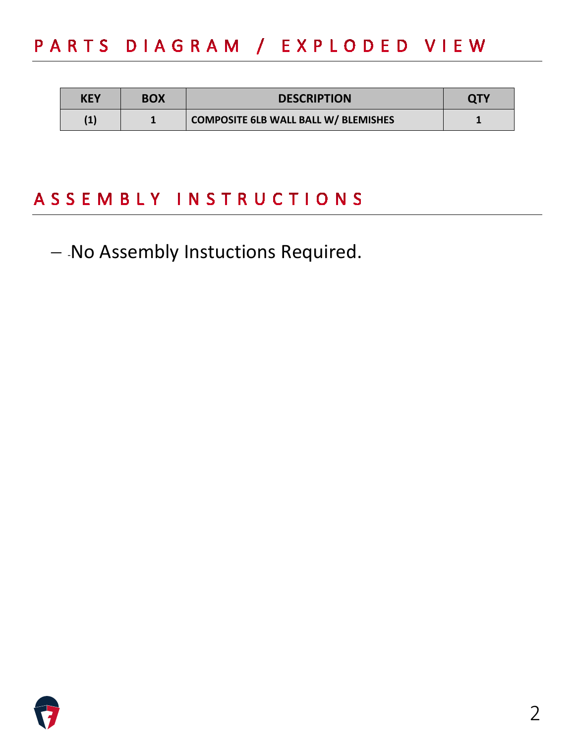## PARTS DIAGRAM / EXPLODED VIEW

| KEY | BOX | DESCRIPTION | QTY |
| --- | --- | --- | --- |
| (1) | 1 | COMPOSITE 6LB WALL BALL W/ BLEMISHES | 1 |

## ASSEMBLY INSTRUCTIONS

- No Assembly Instuctions Required.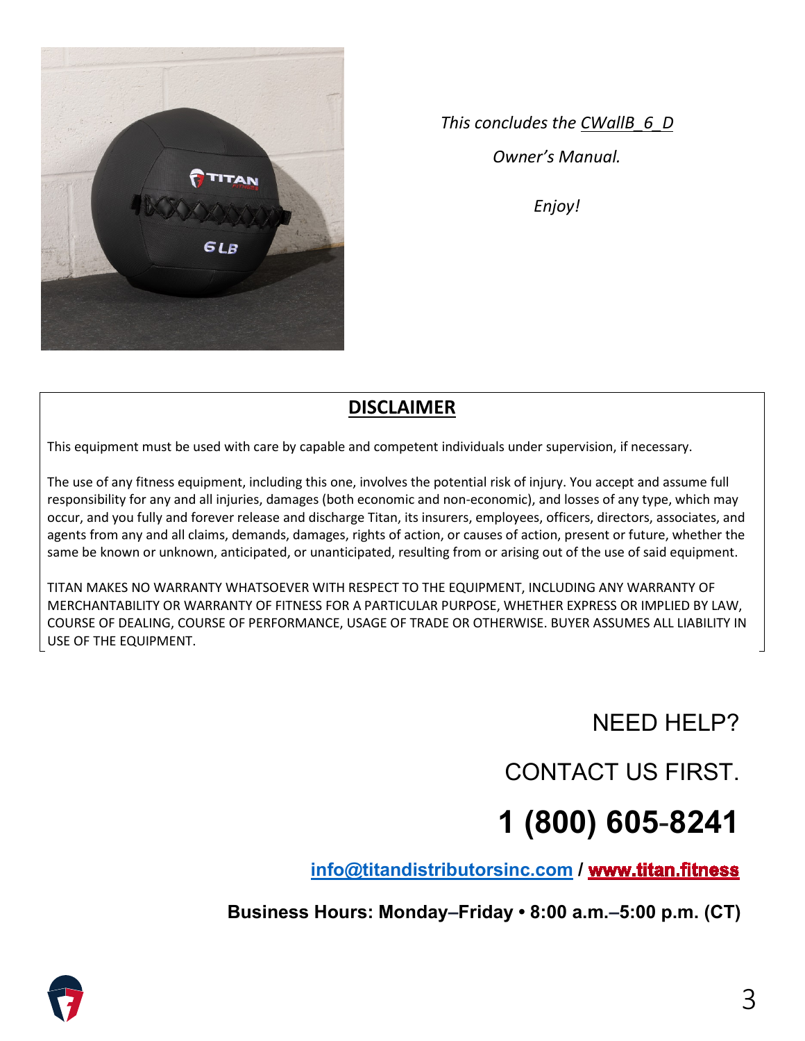*This concludes the CWallB_6_D*

*Owner's Manual.*

*Enjoy!*

## DISCLAIMER

This equipment must be used with care by capable and competent individuals under supervision, if necessary.

The use of any fitness equipment, including this one, involves the potential risk of injury. You accept and assume full responsibility for any and all injuries, damages (both economic and non-economic), and losses of any type, which may occur, and you fully and forever release and discharge Titan, its insurers, employees, officers, directors, associates, and agents from any and all claims, demands, damages, rights of action, or causes of action, present or future, whether the same be known or unknown, anticipated, or unanticipated, resulting from or arising out of the use of said equipment.

TITAN MAKES NO WARRANTY WHATSOEVER WITH RESPECT TO THE EQUIPMENT, INCLUDING ANY WARRANTY OF MERCHANTABILITY OR WARRANTY OF FITNESS FOR A PARTICULAR PURPOSE, WHETHER EXPRESS OR IMPLIED BY LAW, COURSE OF DEALING, COURSE OF PERFORMANCE, USAGE OF TRADE OR OTHERWISE. BUYER ASSUMES ALL LIABILITY IN USE OF THE EQUIPMENT.

NEED HELP?

CONTACT US FIRST.

**1 (800) 605-8241**

**info@titandistributorsinc.com / www.titan.fitness**

**Business Hours: Monday–Friday • 8:00 a.m.–5:00 p.m. (CT)**